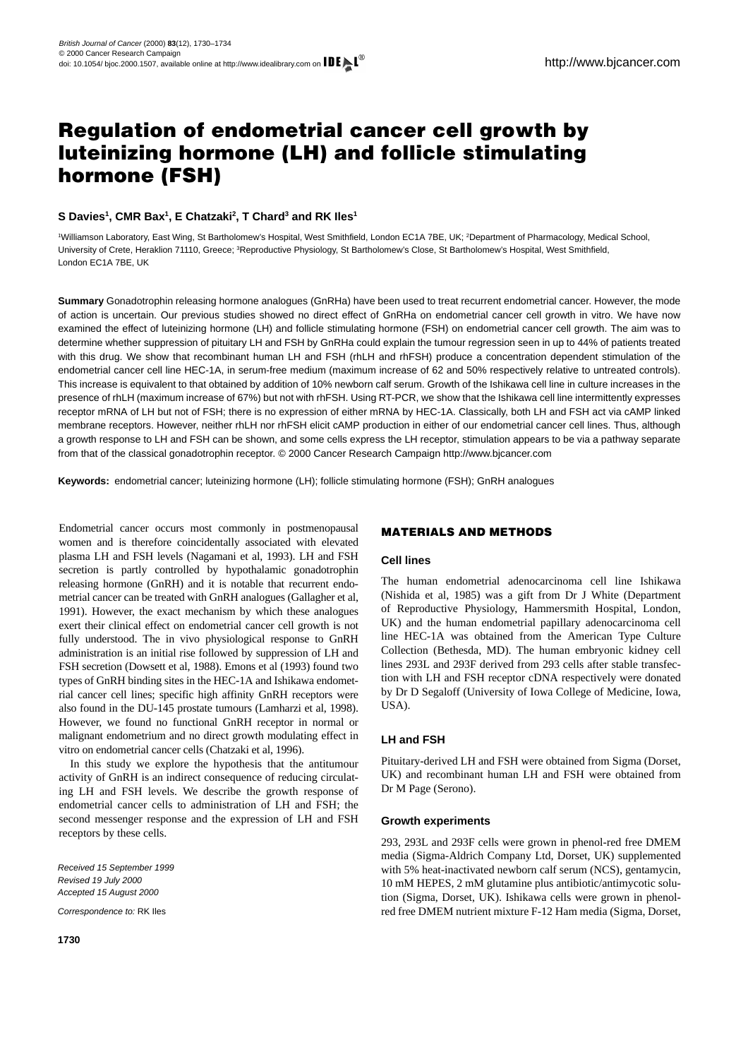# Regulation of endometrial cancer cell growth by luteinizing hormone (LH) and follicle stimulating hormone (FSH)

**S Davies[1], CMR Bax[1], E Chatzaki[2], T Chard[3] and RK Iles[1]**

[1]Williamson Laboratory, East Wing, St Bartholomew's Hospital, West Smithfield, London EC1A 7BE, UK; [2]Department of Pharmacology, Medical School, University of Crete, Heraklion 71110, Greece; [3]Reproductive Physiology, St Bartholomew's Close, St Bartholomew's Hospital, West Smithfield, London EC1A 7BE, UK

**Summary** Gonadotrophin releasing hormone analogues (GnRHa) have been used to treat recurrent endometrial cancer. However, the mode of action is uncertain. Our previous studies showed no direct effect of GnRHa on endometrial cancer cell growth in vitro. We have now examined the effect of luteinizing hormone (LH) and follicle stimulating hormone (FSH) on endometrial cancer cell growth. The aim was to determine whether suppression of pituitary LH and FSH by GnRHa could explain the tumour regression seen in up to 44% of patients treated with this drug. We show that recombinant human LH and FSH (rhLH and rhFSH) produce a concentration dependent stimulation of the endometrial cancer cell line HEC-1A, in serum-free medium (maximum increase of 62 and 50% respectively relative to untreated controls). This increase is equivalent to that obtained by addition of 10% newborn calf serum. Growth of the Ishikawa cell line in culture increases in the presence of rhLH (maximum increase of 67%) but not with rhFSH. Using RT-PCR, we show that the Ishikawa cell line intermittently expresses receptor mRNA of LH but not of FSH; there is no expression of either mRNA by HEC-1A. Classically, both LH and FSH act via cAMP linked membrane receptors. However, neither rhLH nor rhFSH elicit cAMP production in either of our endometrial cancer cell lines. Thus, although a growth response to LH and FSH can be shown, and some cells express the LH receptor, stimulation appears to be via a pathway separate from that of the classical gonadotrophin receptor. © 2000 Cancer Research Campaign http://www.bjcancer.com

**Keywords:** endometrial cancer; luteinizing hormone (LH); follicle stimulating hormone (FSH); GnRH analogues

Endometrial cancer occurs most commonly in postmenopausal women and is therefore coincidentally associated with elevated plasma LH and FSH levels (Nagamani et al, 1993). LH and FSH secretion is partly controlled by hypothalamic gonadotrophin releasing hormone (GnRH) and it is notable that recurrent endometrial cancer can be treated with GnRH analogues (Gallagher et al, 1991). However, the exact mechanism by which these analogues exert their clinical effect on endometrial cancer cell growth is not fully understood. The in vivo physiological response to GnRH administration is an initial rise followed by suppression of LH and FSH secretion (Dowsett et al, 1988). Emons et al (1993) found two types of GnRH binding sites in the HEC-1A and Ishikawa endometrial cancer cell lines; specific high affinity GnRH receptors were also found in the DU-145 prostate tumours (Lamharzi et al, 1998). However, we found no functional GnRH receptor in normal or malignant endometrium and no direct growth modulating effect in vitro on endometrial cancer cells (Chatzaki et al, 1996).

In this study we explore the hypothesis that the antitumour activity of GnRH is an indirect consequence of reducing circulating LH and FSH levels. We describe the growth response of endometrial cancer cells to administration of LH and FSH; the second messenger response and the expression of LH and FSH receptors by these cells.

*Received 15 September 1999*
*Revised 19 July 2000*
*Accepted 15 August 2000*

*Correspondence to:* RK Iles

## MATERIALS AND METHODS

### Cell lines

The human endometrial adenocarcinoma cell line Ishikawa (Nishida et al, 1985) was a gift from Dr J White (Department of Reproductive Physiology, Hammersmith Hospital, London, UK) and the human endometrial papillary adenocarcinoma cell line HEC-1A was obtained from the American Type Culture Collection (Bethesda, MD). The human embryonic kidney cell lines 293L and 293F derived from 293 cells after stable transfection with LH and FSH receptor cDNA respectively were donated by Dr D Segaloff (University of Iowa College of Medicine, Iowa, USA).

### LH and FSH

Pituitary-derived LH and FSH were obtained from Sigma (Dorset, UK) and recombinant human LH and FSH were obtained from Dr M Page (Serono).

### Growth experiments

293, 293L and 293F cells were grown in phenol-red free DMEM media (Sigma-Aldrich Company Ltd, Dorset, UK) supplemented with 5% heat-inactivated newborn calf serum (NCS), gentamycin, 10 mM HEPES, 2 mM glutamine plus antibiotic/antimycotic solution (Sigma, Dorset, UK). Ishikawa cells were grown in phenol-red free DMEM nutrient mixture F-12 Ham media (Sigma, Dorset,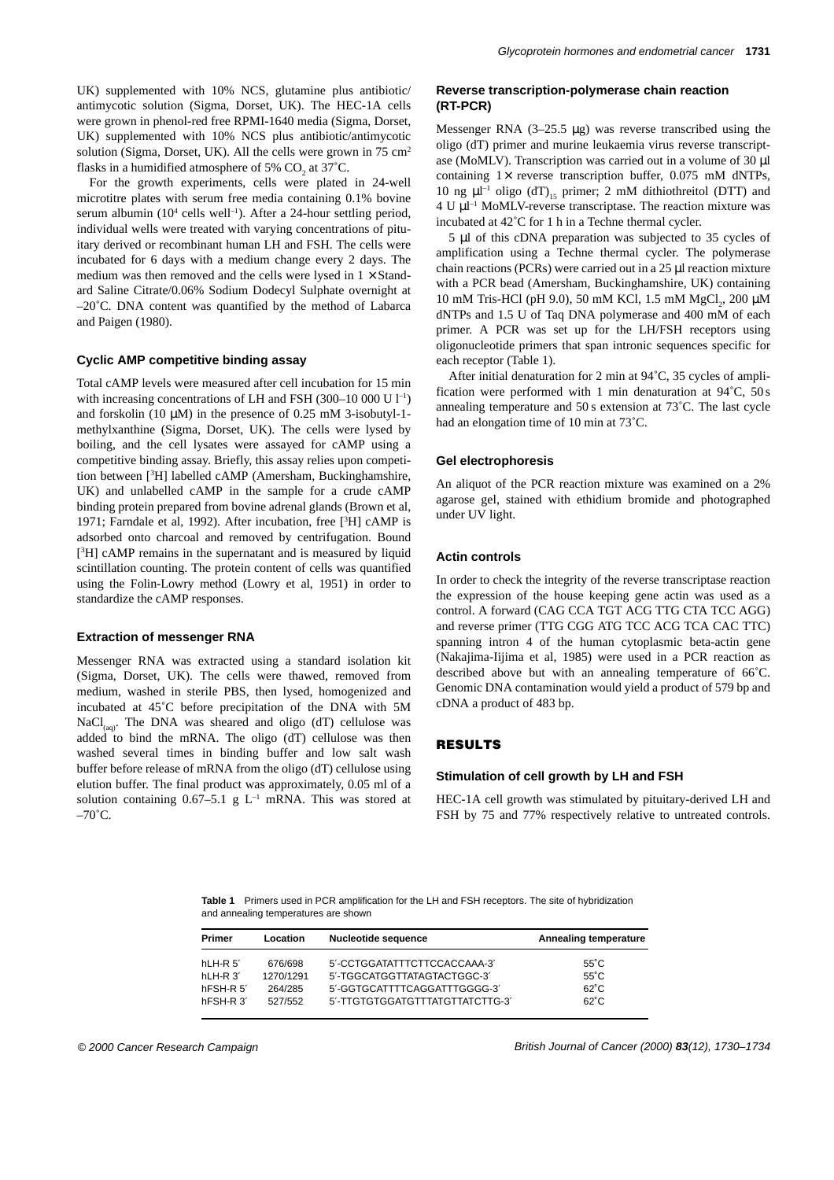UK) supplemented with 10% NCS, glutamine plus antibiotic/antimycotic solution (Sigma, Dorset, UK). The HEC-1A cells were grown in phenol-red free RPMI-1640 media (Sigma, Dorset, UK) supplemented with 10% NCS plus antibiotic/antimycotic solution (Sigma, Dorset, UK). All the cells were grown in 75 $cm^2$ flasks in a humidified atmosphere of 5% $CO_2$ at 37˚C.

For the growth experiments, cells were plated in 24-well microtitre plates with serum free media containing 0.1% bovine serum albumin ($10^4$ cells $well^{-1}$). After a 24-hour settling period, individual wells were treated with varying concentrations of pituitary derived or recombinant human LH and FSH. The cells were incubated for 6 days with a medium change every 2 days. The medium was then removed and the cells were lysed in 1 × Standard Saline Citrate/0.06% Sodium Dodecyl Sulphate overnight at –20˚C. DNA content was quantified by the method of Labarca and Paigen (1980).

### Cyclic AMP competitive binding assay

Total cAMP levels were measured after cell incubation for 15 min with increasing concentrations of LH and FSH (300–10 000 U $l^{-1}$) and forskolin (10 μM) in the presence of 0.25 mM 3-isobutyl-1-methylxanthine (Sigma, Dorset, UK). The cells were lysed by boiling, and the cell lysates were assayed for cAMP using a competitive binding assay. Briefly, this assay relies upon competition between [$^3$H] labelled cAMP (Amersham, Buckinghamshire, UK) and unlabelled cAMP in the sample for a crude cAMP binding protein prepared from bovine adrenal glands (Brown et al, 1971; Farndale et al, 1992). After incubation, free [$^3$H] cAMP is adsorbed onto charcoal and removed by centrifugation. Bound [$^3$H] cAMP remains in the supernatant and is measured by liquid scintillation counting. The protein content of cells was quantified using the Folin-Lowry method (Lowry et al, 1951) in order to standardize the cAMP responses.

### Extraction of messenger RNA

Messenger RNA was extracted using a standard isolation kit (Sigma, Dorset, UK). The cells were thawed, removed from medium, washed in sterile PBS, then lysed, homogenized and incubated at 45˚C before precipitation of the DNA with 5M $NaCl_{(aq)}$. The DNA was sheared and oligo (dT) cellulose was added to bind the mRNA. The oligo (dT) cellulose was then washed several times in binding buffer and low salt wash buffer before release of mRNA from the oligo (dT) cellulose using elution buffer. The final product was approximately, 0.05 ml of a solution containing 0.67–5.1 g $L^{-1}$ mRNA. This was stored at –70˚C.

### Reverse transcription-polymerase chain reaction (RT-PCR)

Messenger RNA (3–25.5 μg) was reverse transcribed using the oligo (dT) primer and murine leukaemia virus reverse transcriptase (MoMLV). Transcription was carried out in a volume of 30 μl containing 1× reverse transcription buffer, 0.075 mM dNTPs, 10 ng $\mu l^{-1}$ oligo $(dT)_{15}$ primer; 2 mM dithiothreitol (DTT) and 4 U $\mu l^{-1}$ MoMLV-reverse transcriptase. The reaction mixture was incubated at 42˚C for 1 h in a Techne thermal cycler.

5 μl of this cDNA preparation was subjected to 35 cycles of amplification using a Techne thermal cycler. The polymerase chain reactions (PCRs) were carried out in a 25 μl reaction mixture with a PCR bead (Amersham, Buckinghamshire, UK) containing 10 mM Tris-HCl (pH 9.0), 50 mM KCl, 1.5 mM $MgCl_2$, 200 μM dNTPs and 1.5 U of Taq DNA polymerase and 400 mM of each primer. A PCR was set up for the LH/FSH receptors using oligonucleotide primers that span intronic sequences specific for each receptor (Table 1).

After initial denaturation for 2 min at 94˚C, 35 cycles of amplification were performed with 1 min denaturation at 94˚C, 50 s annealing temperature and 50 s extension at 73˚C. The last cycle had an elongation time of 10 min at 73˚C.

### Gel electrophoresis

An aliquot of the PCR reaction mixture was examined on a 2% agarose gel, stained with ethidium bromide and photographed under UV light.

### Actin controls

In order to check the integrity of the reverse transcriptase reaction the expression of the house keeping gene actin was used as a control. A forward (CAG CCA TGT ACG TTG CTA TCC AGG) and reverse primer (TTG CGG ATG TCC ACG TCA CAC TTC) spanning intron 4 of the human cytoplasmic beta-actin gene (Nakajima-Iijima et al, 1985) were used in a PCR reaction as described above but with an annealing temperature of 66˚C. Genomic DNA contamination would yield a product of 579 bp and cDNA a product of 483 bp.

## RESULTS

### Stimulation of cell growth by LH and FSH

HEC-1A cell growth was stimulated by pituitary-derived LH and FSH by 75 and 77% respectively relative to untreated controls.

**Table 1** Primers used in PCR amplification for the LH and FSH receptors. The site of hybridization and annealing temperatures are shown

| Primer | Location | Nucleotide sequence | Annealing temperature |
|---|---|---|---|
| hLH-R 5′ | 676/698 | 5′-CCTGGATATTTCTTCCACCAAA-3′ | 55˚C |
| hLH-R 3′ | 1270/1291 | 5′-TGGCATGGTTATAGTACTGGC-3′ | 55˚C |
| hFSH-R 5′ | 264/285 | 5′-GGTGCATTTTCAGGATTTGGGG-3′ | 62˚C |
| hFSH-R 3′ | 527/552 | 5′-TTGTGTGGATGTTTATGTTATCTTG-3′ | 62˚C |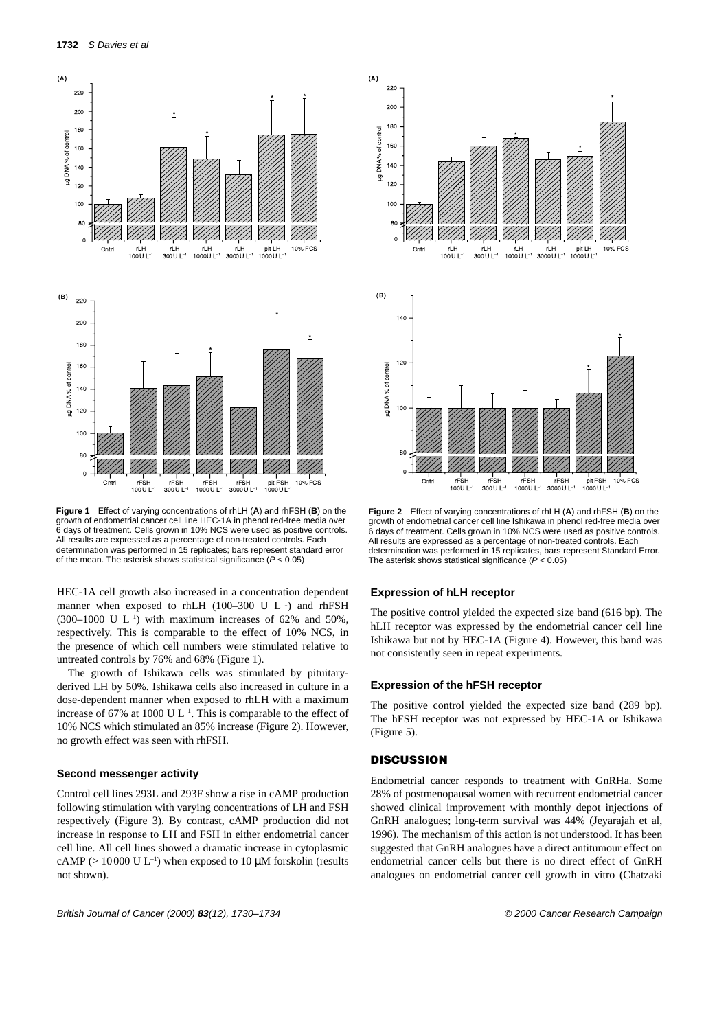**Figure 1** Effect of varying concentrations of rhLH (**A**) and rhFSH (**B**) on the growth of endometrial cancer cell line HEC-1A in phenol red-free media over 6 days of treatment. Cells grown in 10% NCS were used as positive controls. All results are expressed as a percentage of non-treated controls. Each determination was performed in 15 replicates; bars represent standard error of the mean. The asterisk shows statistical significance ($P < 0.05$)

**Figure 2** Effect of varying concentrations of rhLH (**A**) and rhFSH (**B**) on the growth of endometrial cancer cell line Ishikawa in phenol red-free media over 6 days of treatment. Cells grown in 10% NCS were used as positive controls. All results are expressed as a percentage of non-treated controls. Each determination was performed in 15 replicates, bars represent Standard Error. The asterisk shows statistical significance ($P < 0.05$)

HEC-1A cell growth also increased in a concentration dependent manner when exposed to rhLH (100–300 U $L^{-1}$) and rhFSH (300–1000 U $L^{-1}$) with maximum increases of 62% and 50%, respectively. This is comparable to the effect of 10% NCS, in the presence of which cell numbers were stimulated relative to untreated controls by 76% and 68% (Figure 1).

The growth of Ishikawa cells was stimulated by pituitary-derived LH by 50%. Ishikawa cells also increased in culture in a dose-dependent manner when exposed to rhLH with a maximum increase of 67% at 1000 U $L^{-1}$. This is comparable to the effect of 10% NCS which stimulated an 85% increase (Figure 2). However, no growth effect was seen with rhFSH.

### Second messenger activity

Control cell lines 293L and 293F show a rise in cAMP production following stimulation with varying concentrations of LH and FSH respectively (Figure 3). By contrast, cAMP production did not increase in response to LH and FSH in either endometrial cancer cell line. All cell lines showed a dramatic increase in cytoplasmic cAMP (> 10 000 U $L^{-1}$) when exposed to 10 μM forskolin (results not shown).

### Expression of hLH receptor

The positive control yielded the expected size band (616 bp). The hLH receptor was expressed by the endometrial cancer cell line Ishikawa but not by HEC-1A (Figure 4). However, this band was not consistently seen in repeat experiments.

### Expression of the hFSH receptor

The positive control yielded the expected size band (289 bp). The hFSH receptor was not expressed by HEC-1A or Ishikawa (Figure 5).

## DISCUSSION

Endometrial cancer responds to treatment with GnRHa. Some 28% of postmenopausal women with recurrent endometrial cancer showed clinical improvement with monthly depot injections of GnRH analogues; long-term survival was 44% (Jeyarajah et al, 1996). The mechanism of this action is not understood. It has been suggested that GnRH analogues have a direct antitumour effect on endometrial cancer cells but there is no direct effect of GnRH analogues on endometrial cancer cell growth in vitro (Chatzaki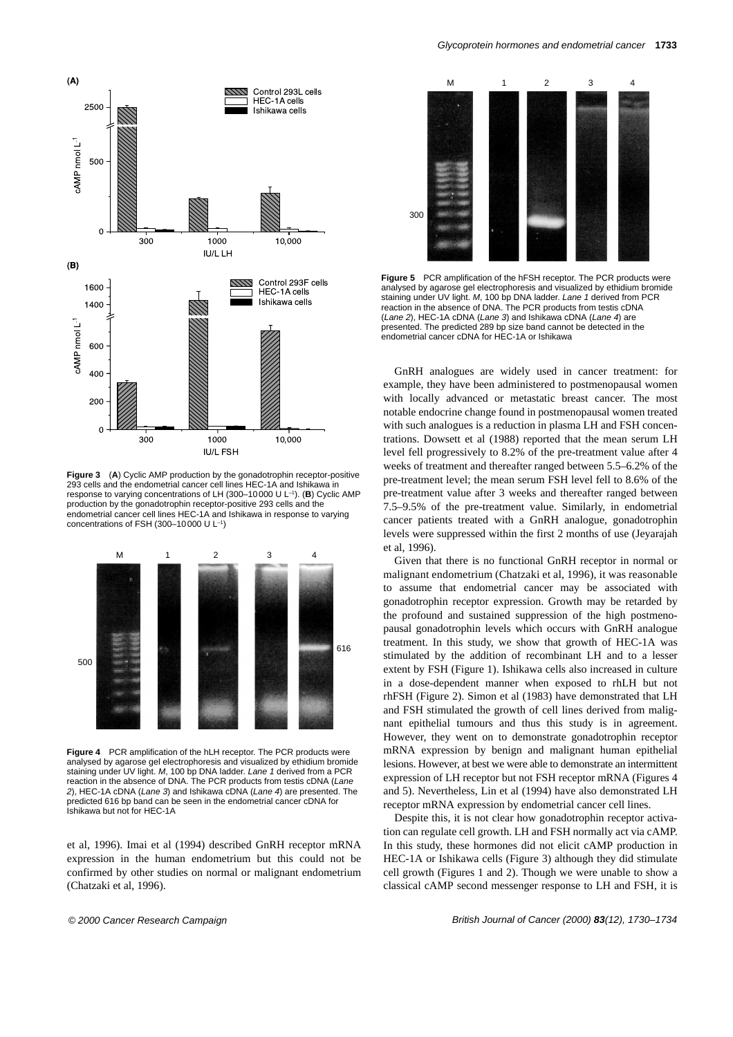**Figure 3** (**A**) Cyclic AMP production by the gonadotrophin receptor-positive 293 cells and the endometrial cancer cell lines HEC-1A and Ishikawa in response to varying concentrations of LH (300–10 000 U L$^{-1}$). (**B**) Cyclic AMP production by the gonadotrophin receptor-positive 293 cells and the endometrial cancer cell lines HEC-1A and Ishikawa in response to varying concentrations of FSH (300–10 000 U L$^{-1}$)

**Figure 4** PCR amplification of the hLH receptor. The PCR products were analysed by agarose gel electrophoresis and visualized by ethidium bromide staining under UV light. *M*, 100 bp DNA ladder. *Lane 1* derived from a PCR reaction in the absence of DNA. The PCR products from testis cDNA (*Lane 2*), HEC-1A cDNA (*Lane 3*) and Ishikawa cDNA (*Lane 4*) are presented. The predicted 616 bp band can be seen in the endometrial cancer cDNA for Ishikawa but not for HEC-1A

et al, 1996). Imai et al (1994) described GnRH receptor mRNA expression in the human endometrium but this could not be confirmed by other studies on normal or malignant endometrium (Chatzaki et al, 1996).

**Figure 5** PCR amplification of the hFSH receptor. The PCR products were analysed by agarose gel electrophoresis and visualized by ethidium bromide staining under UV light. *M*, 100 bp DNA ladder. *Lane 1* derived from PCR reaction in the absence of DNA. The PCR products from testis cDNA (*Lane 2*), HEC-1A cDNA (*Lane 3*) and Ishikawa cDNA (*Lane 4*) are presented. The predicted 289 bp size band cannot be detected in the endometrial cancer cDNA for HEC-1A or Ishikawa

GnRH analogues are widely used in cancer treatment: for example, they have been administered to postmenopausal women with locally advanced or metastatic breast cancer. The most notable endocrine change found in postmenopausal women treated with such analogues is a reduction in plasma LH and FSH concentrations. Dowsett et al (1988) reported that the mean serum LH level fell progressively to 8.2% of the pre-treatment value after 4 weeks of treatment and thereafter ranged between 5.5–6.2% of the pre-treatment level; the mean serum FSH level fell to 8.6% of the pre-treatment value after 3 weeks and thereafter ranged between 7.5–9.5% of the pre-treatment value. Similarly, in endometrial cancer patients treated with a GnRH analogue, gonadotrophin levels were suppressed within the first 2 months of use (Jeyarajah et al, 1996).

Given that there is no functional GnRH receptor in normal or malignant endometrium (Chatzaki et al, 1996), it was reasonable to assume that endometrial cancer may be associated with gonadotrophin receptor expression. Growth may be retarded by the profound and sustained suppression of the high postmenopausal gonadotrophin levels which occurs with GnRH analogue treatment. In this study, we show that growth of HEC-1A was stimulated by the addition of recombinant LH and to a lesser extent by FSH (Figure 1). Ishikawa cells also increased in culture in a dose-dependent manner when exposed to rhLH but not rhFSH (Figure 2). Simon et al (1983) have demonstrated that LH and FSH stimulated the growth of cell lines derived from malignant epithelial tumours and thus this study is in agreement. However, they went on to demonstrate gonadotrophin receptor mRNA expression by benign and malignant human epithelial lesions. However, at best we were able to demonstrate an intermittent expression of LH receptor but not FSH receptor mRNA (Figures 4 and 5). Nevertheless, Lin et al (1994) have also demonstrated LH receptor mRNA expression by endometrial cancer cell lines.

Despite this, it is not clear how gonadotrophin receptor activation can regulate cell growth. LH and FSH normally act via cAMP. In this study, these hormones did not elicit cAMP production in HEC-1A or Ishikawa cells (Figure 3) although they did stimulate cell growth (Figures 1 and 2). Though we were unable to show a classical cAMP second messenger response to LH and FSH, it is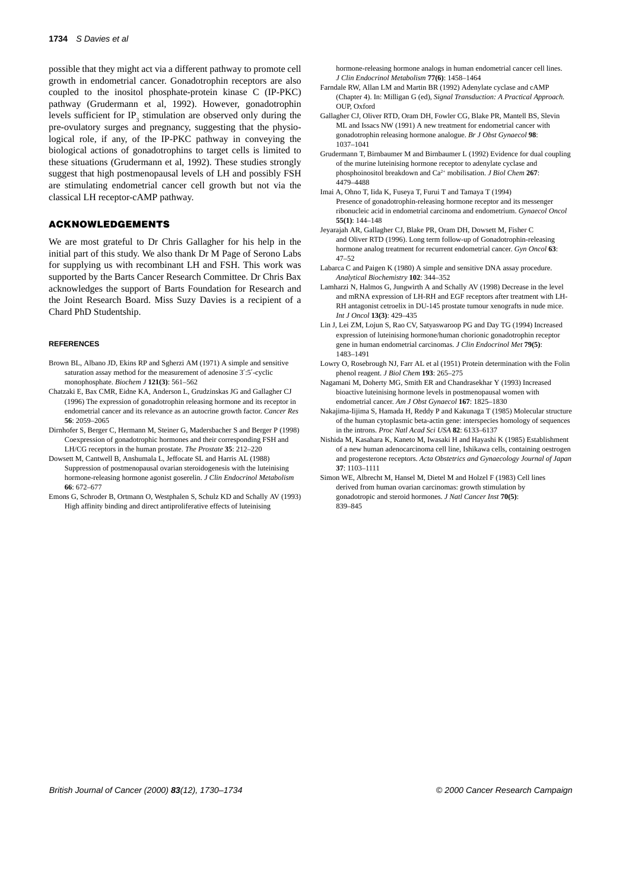possible that they might act via a different pathway to promote cell growth in endometrial cancer. Gonadotrophin receptors are also coupled to the inositol phosphate-protein kinase C (IP-PKC) pathway (Grudermann et al, 1992). However, gonadotrophin levels sufficient for $IP_3$ stimulation are observed only during the pre-ovulatory surges and pregnancy, suggesting that the physiological role, if any, of the IP-PKC pathway in conveying the biological actions of gonadotrophins to target cells is limited to these situations (Grudermann et al, 1992). These studies strongly suggest that high postmenopausal levels of LH and possibly FSH are stimulating endometrial cancer cell growth but not via the classical LH receptor-cAMP pathway.

## ACKNOWLEDGEMENTS

We are most grateful to Dr Chris Gallagher for his help in the initial part of this study. We also thank Dr M Page of Serono Labs for supplying us with recombinant LH and FSH. This work was supported by the Barts Cancer Research Committee. Dr Chris Bax acknowledges the support of Barts Foundation for Research and the Joint Research Board. Miss Suzy Davies is a recipient of a Chard PhD Studentship.

## REFERENCES

Brown BL, Albano JD, Ekins RP and Sgherzi AM (1971) A simple and sensitive saturation assay method for the measurement of adenosine 3′:5′-cyclic monophosphate. *Biochem J* **121(3)**: 561–562

Chatzaki E, Bax CMR, Eidne KA, Anderson L, Grudzinskas JG and Gallagher CJ (1996) The expression of gonadotrophin releasing hormone and its receptor in endometrial cancer and its relevance as an autocrine growth factor. *Cancer Res* **56**: 2059–2065

Dirnhofer S, Berger C, Hermann M, Steiner G, Madersbacher S and Berger P (1998) Coexpression of gonadotrophic hormones and their corresponding FSH and LH/CG receptors in the human prostate. *The Prostate* **35**: 212–220

Dowsett M, Cantwell B, Anshumala L, Jeffocate SL and Harris AL (1988) Suppression of postmenopausal ovarian steroidogenesis with the luteinising hormone-releasing hormone agonist goserelin. *J Clin Endocrinol Metabolism* **66**: 672–677

Emons G, Schroder B, Ortmann O, Westphalen S, Schulz KD and Schally AV (1993) High affinity binding and direct antiproliferative effects of luteinising hormone-releasing hormone analogs in human endometrial cancer cell lines. *J Clin Endocrinol Metabolism* **77(6)**: 1458–1464

Farndale RW, Allan LM and Martin BR (1992) Adenylate cyclase and cAMP (Chapter 4). In: Milligan G (ed), *Signal Transduction: A Practical Approach*. OUP, Oxford

Gallagher CJ, Oliver RTD, Oram DH, Fowler CG, Blake PR, Mantell BS, Slevin ML and Issacs NW (1991) A new treatment for endometrial cancer with gonadotrophin releasing hormone analogue. *Br J Obst Gynaecol* **98**: 1037–1041

Grudermann T, Birnbaumer M and Birnbaumer L (1992) Evidence for dual coupling of the murine luteinising hormone receptor to adenylate cyclase and phosphoinositol breakdown and $Ca^{2+}$ mobilisation. *J Biol Chem* **267**: 4479–4488

Imai A, Ohno T, Iida K, Fuseya T, Furui T and Tamaya T (1994) Presence of gonadotrophin-releasing hormone receptor and its messenger ribonucleic acid in endometrial carcinoma and endometrium. *Gynaecol Oncol* **55(1)**: 144–148

Jeyarajah AR, Gallagher CJ, Blake PR, Oram DH, Dowsett M, Fisher C and Oliver RTD (1996). Long term follow-up of Gonadotrophin-releasing hormone analog treatment for recurrent endometrial cancer. *Gyn Oncol* **63**: 47–52

Labarca C and Paigen K (1980) A simple and sensitive DNA assay procedure. *Analytical Biochemistry* **102**: 344–352

Lamharzi N, Halmos G, Jungwirth A and Schally AV (1998) Decrease in the level and mRNA expression of LH-RH and EGF receptors after treatment with LH-RH antagonist cetroelix in DU-145 prostate tumour xenografts in nude mice. *Int J Oncol* **13(3)**: 429–435

Lin J, Lei ZM, Lojun S, Rao CV, Satyaswaroop PG and Day TG (1994) Increased expression of luteinising hormone/human chorionic gonadotrophin receptor gene in human endometrial carcinomas. *J Clin Endocrinol Met* **79(5)**: 1483–1491

Lowry O, Rosebrough NJ, Farr AL et al (1951) Protein determination with the Folin phenol reagent. *J Biol Chem* **193**: 265–275

Nagamani M, Doherty MG, Smith ER and Chandrasekhar Y (1993) Increased bioactive luteinising hormone levels in postmenopausal women with endometrial cancer. *Am J Obst Gynaecol* **167**: 1825–1830

Nakajima-Iijima S, Hamada H, Reddy P and Kakunaga T (1985) Molecular structure of the human cytoplasmic beta-actin gene: interspecies homology of sequences in the introns. *Proc Natl Acad Sci USA* **82**: 6133–6137

Nishida M, Kasahara K, Kaneto M, Iwasaki H and Hayashi K (1985) Establishment of a new human adenocarcinoma cell line, Ishikawa cells, containing oestrogen and progesterone receptors. *Acta Obstetrics and Gynaecology Journal of Japan* **37**: 1103–1111

Simon WE, Albrecht M, Hansel M, Dietel M and Holzel F (1983) Cell lines derived from human ovarian carcinomas: growth stimulation by gonadotropic and steroid hormones. *J Natl Cancer Inst* **70(5)**: 839–845